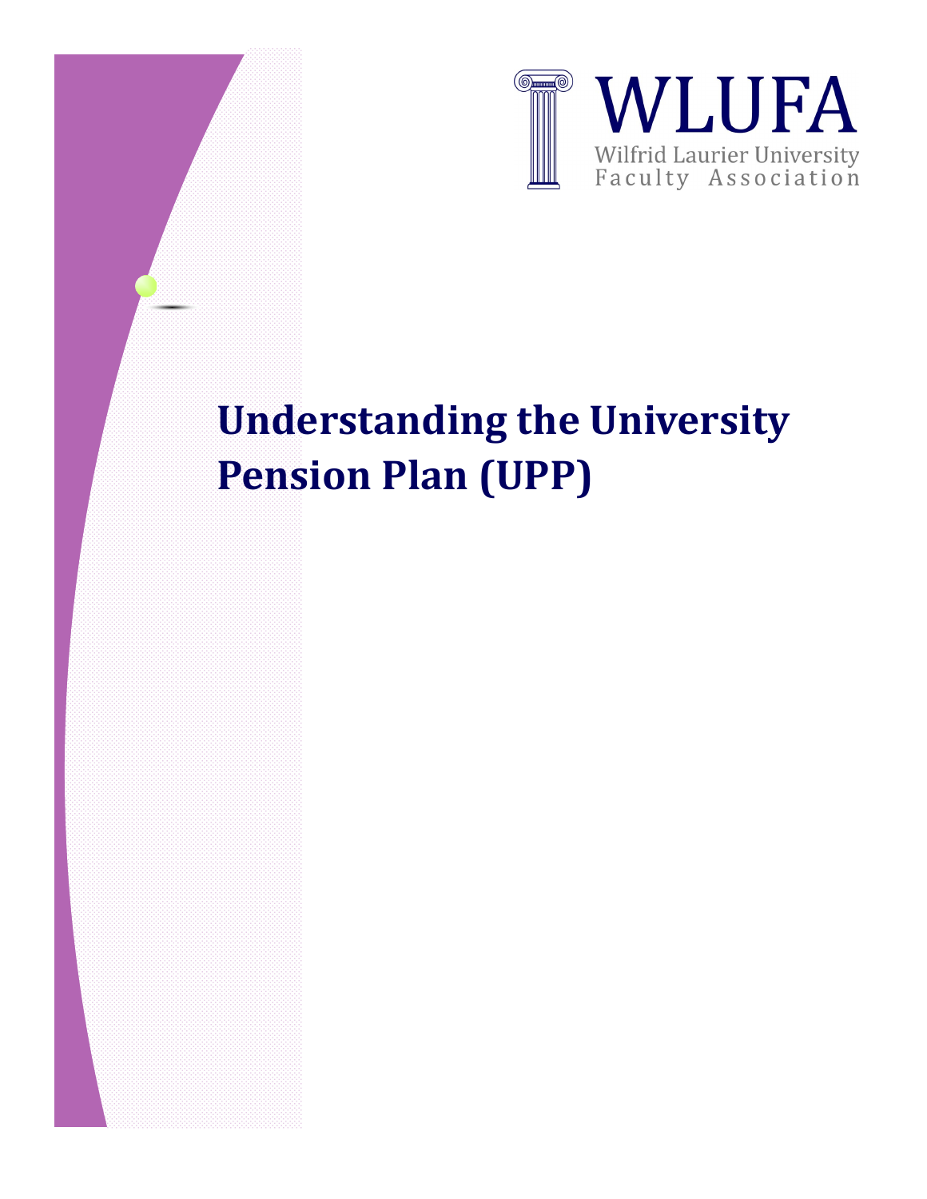WLUFA

Wilfrid Laurier University Faculty Association

# Understanding the University Pension Plan (UPP)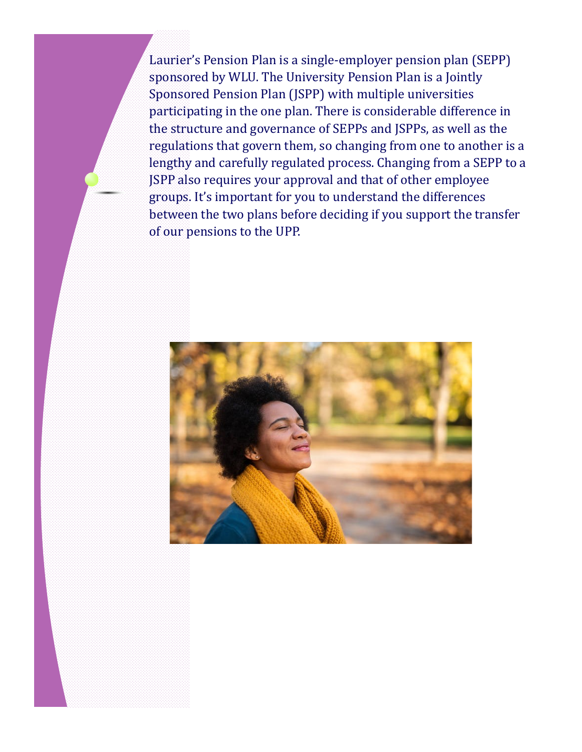Laurier's Pension Plan is a single-employer pension plan (SEPP) sponsored by WLU. The University Pension Plan is a Jointly Sponsored Pension Plan (JSPP) with multiple universities participating in the one plan. There is considerable difference in the structure and governance of SEPPs and JSPPs, as well as the regulations that govern them, so changing from one to another is a lengthy and carefully regulated process. Changing from a SEPP to a JSPP also requires your approval and that of other employee groups. It's important for you to understand the differences between the two plans before deciding if you support the transfer of our pensions to the UPP.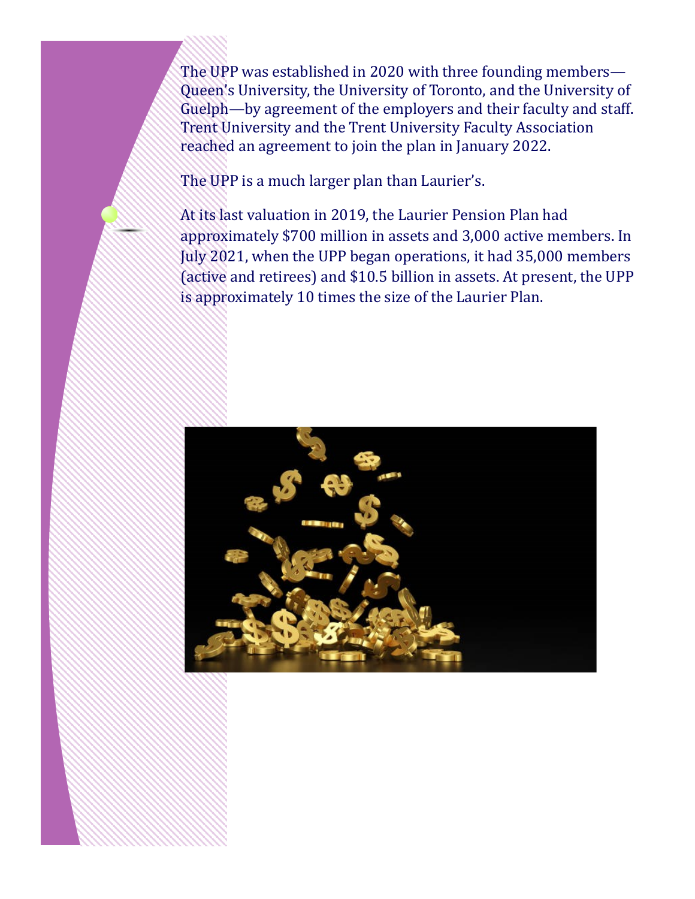The UPP was established in 2020 with three founding members—Queen's University, the University of Toronto, and the University of Guelph—by agreement of the employers and their faculty and staff. Trent University and the Trent University Faculty Association reached an agreement to join the plan in January 2022.

The UPP is a much larger plan than Laurier's.

At its last valuation in 2019, the Laurier Pension Plan had approximately $700 million in assets and 3,000 active members. In July 2021, when the UPP began operations, it had 35,000 members (active and retirees) and $10.5 billion in assets. At present, the UPP is approximately 10 times the size of the Laurier Plan.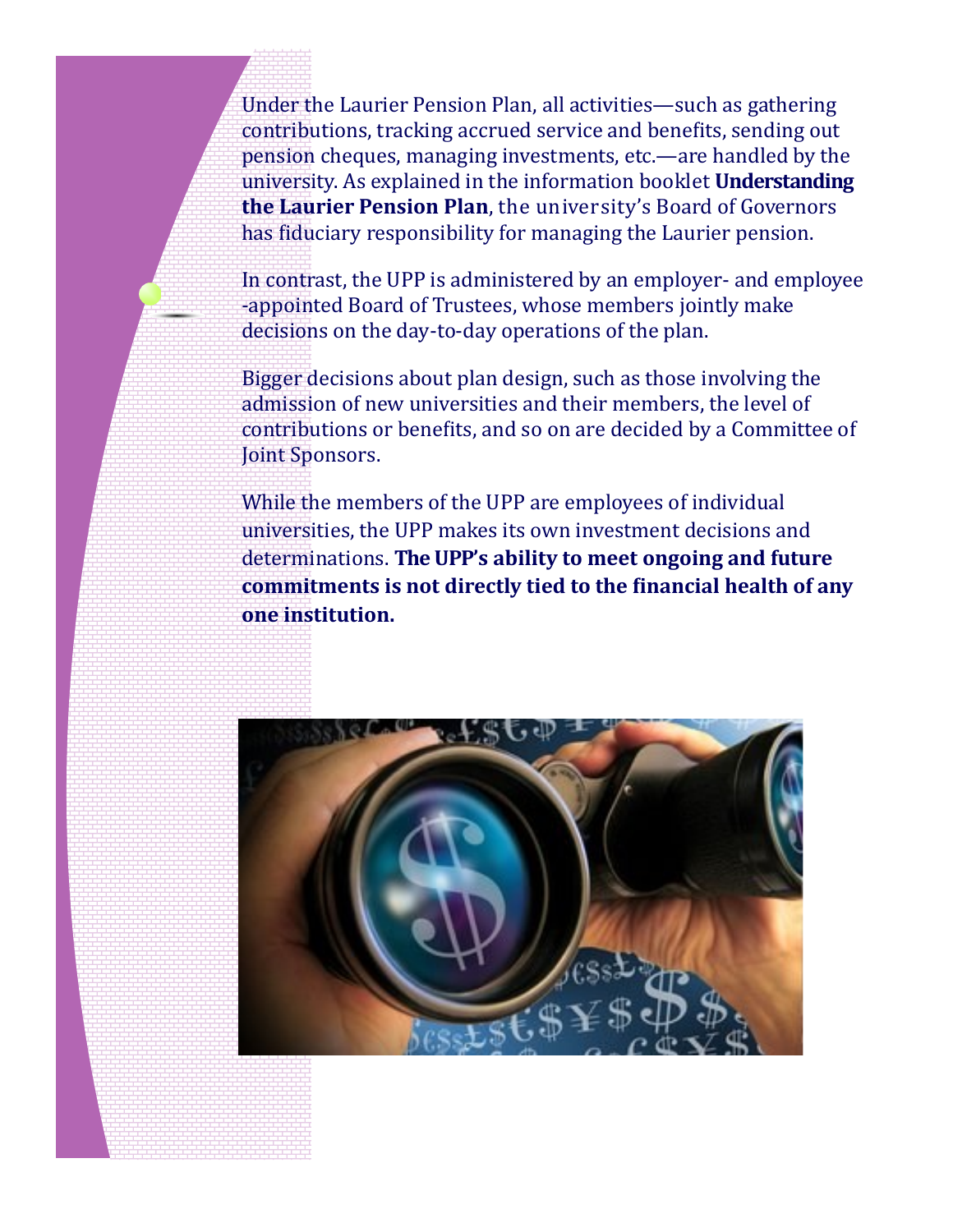Under the Laurier Pension Plan, all activities—such as gathering contributions, tracking accrued service and benefits, sending out pension cheques, managing investments, etc.—are handled by the university. As explained in the information booklet **Understanding the Laurier Pension Plan**, the university's Board of Governors has fiduciary responsibility for managing the Laurier pension.

In contrast, the UPP is administered by an employer- and employee-appointed Board of Trustees, whose members jointly make decisions on the day-to-day operations of the plan.

Bigger decisions about plan design, such as those involving the admission of new universities and their members, the level of contributions or benefits, and so on are decided by a Committee of Joint Sponsors.

While the members of the UPP are employees of individual universities, the UPP makes its own investment decisions and determinations. **The UPP's ability to meet ongoing and future commitments is not directly tied to the financial health of any one institution.**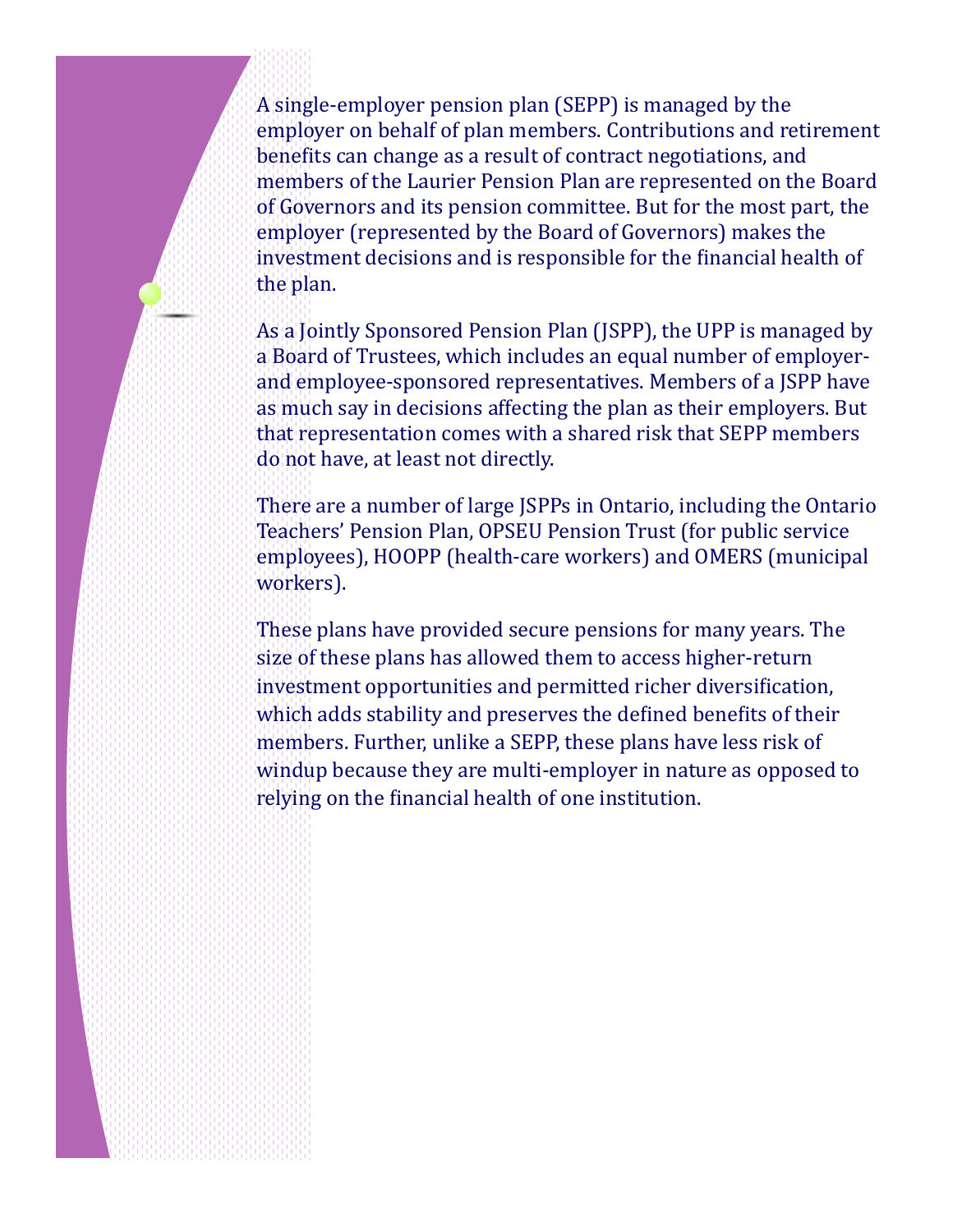A single-employer pension plan (SEPP) is managed by the employer on behalf of plan members. Contributions and retirement benefits can change as a result of contract negotiations, and members of the Laurier Pension Plan are represented on the Board of Governors and its pension committee. But for the most part, the employer (represented by the Board of Governors) makes the investment decisions and is responsible for the financial health of the plan.

As a Jointly Sponsored Pension Plan (JSPP), the UPP is managed by a Board of Trustees, which includes an equal number of employer- and employee-sponsored representatives. Members of a JSPP have as much say in decisions affecting the plan as their employers. But that representation comes with a shared risk that SEPP members do not have, at least not directly.

There are a number of large JSPPs in Ontario, including the Ontario Teachers' Pension Plan, OPSEU Pension Trust (for public service employees), HOOPP (health-care workers) and OMERS (municipal workers).

These plans have provided secure pensions for many years. The size of these plans has allowed them to access higher-return investment opportunities and permitted richer diversification, which adds stability and preserves the defined benefits of their members. Further, unlike a SEPP, these plans have less risk of windup because they are multi-employer in nature as opposed to relying on the financial health of one institution.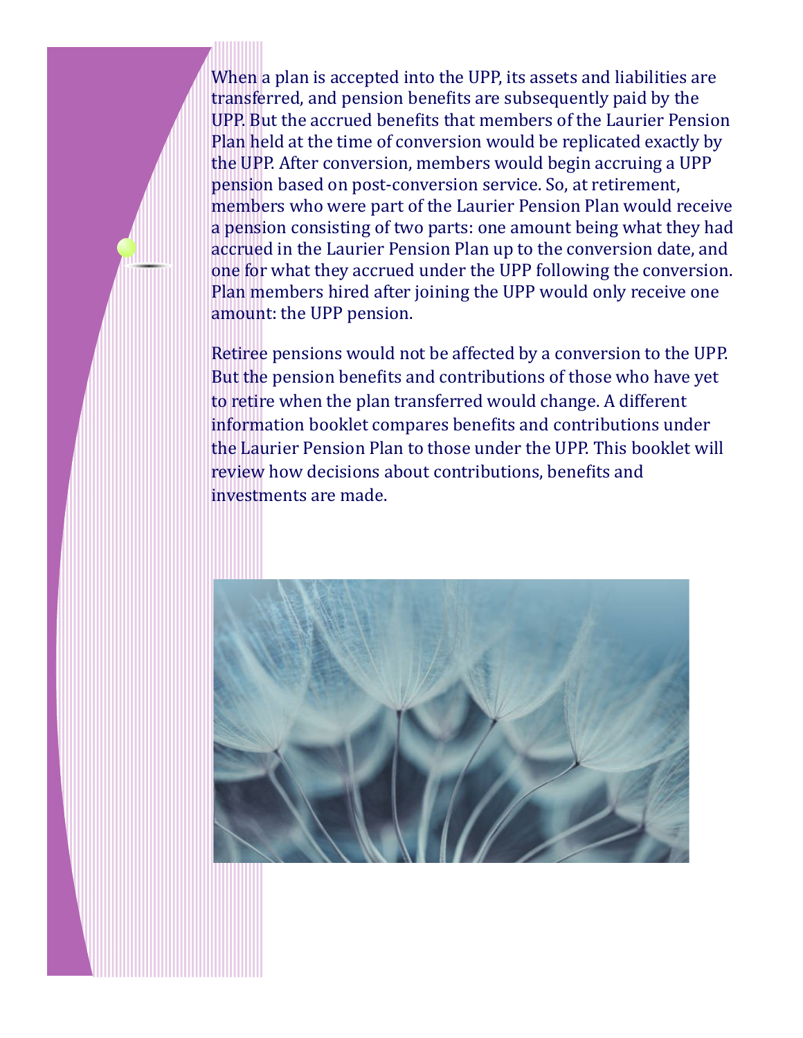When a plan is accepted into the UPP, its assets and liabilities are transferred, and pension benefits are subsequently paid by the UPP. But the accrued benefits that members of the Laurier Pension Plan held at the time of conversion would be replicated exactly by the UPP. After conversion, members would begin accruing a UPP pension based on post-conversion service. So, at retirement, members who were part of the Laurier Pension Plan would receive a pension consisting of two parts: one amount being what they had accrued in the Laurier Pension Plan up to the conversion date, and one for what they accrued under the UPP following the conversion. Plan members hired after joining the UPP would only receive one amount: the UPP pension.

Retiree pensions would not be affected by a conversion to the UPP. But the pension benefits and contributions of those who have yet to retire when the plan transferred would change. A different information booklet compares benefits and contributions under the Laurier Pension Plan to those under the UPP. This booklet will review how decisions about contributions, benefits and investments are made.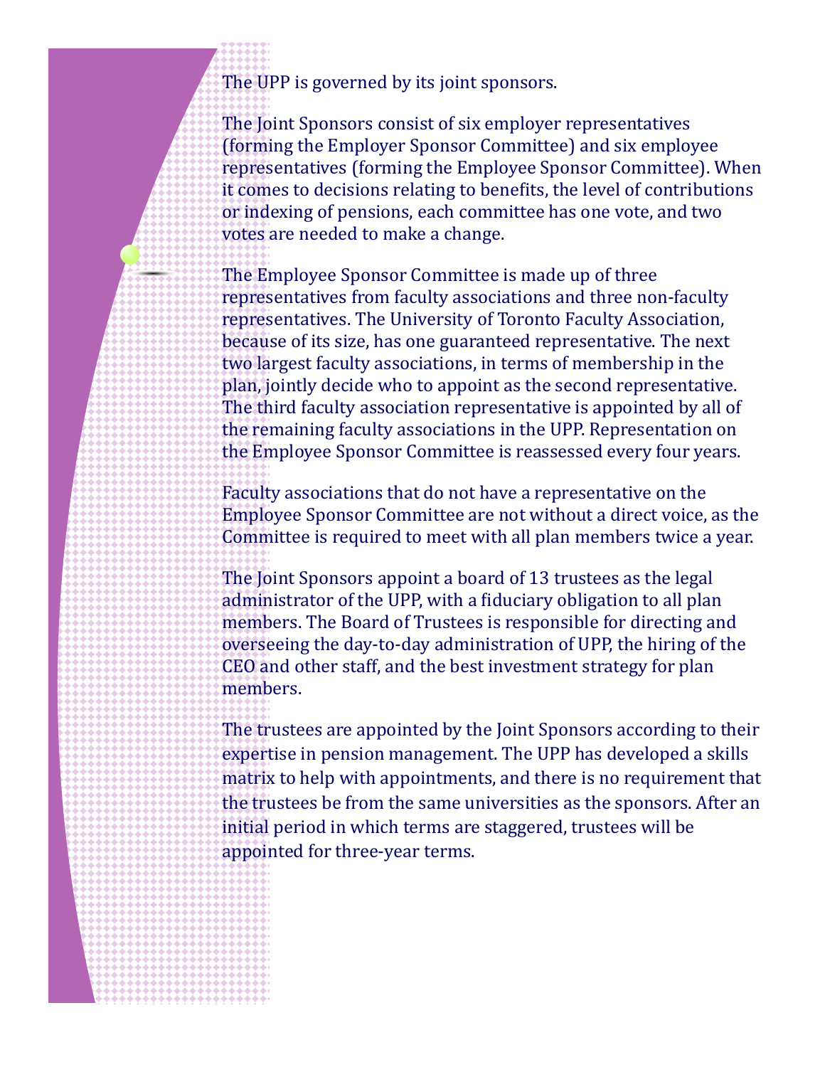The UPP is governed by its joint sponsors.

The Joint Sponsors consist of six employer representatives (forming the Employer Sponsor Committee) and six employee representatives (forming the Employee Sponsor Committee). When it comes to decisions relating to benefits, the level of contributions or indexing of pensions, each committee has one vote, and two votes are needed to make a change.

The Employee Sponsor Committee is made up of three representatives from faculty associations and three non-faculty representatives. The University of Toronto Faculty Association, because of its size, has one guaranteed representative. The next two largest faculty associations, in terms of membership in the plan, jointly decide who to appoint as the second representative. The third faculty association representative is appointed by all of the remaining faculty associations in the UPP. Representation on the Employee Sponsor Committee is reassessed every four years.

Faculty associations that do not have a representative on the Employee Sponsor Committee are not without a direct voice, as the Committee is required to meet with all plan members twice a year.

The Joint Sponsors appoint a board of 13 trustees as the legal administrator of the UPP, with a fiduciary obligation to all plan members. The Board of Trustees is responsible for directing and overseeing the day-to-day administration of UPP, the hiring of the CEO and other staff, and the best investment strategy for plan members.

The trustees are appointed by the Joint Sponsors according to their expertise in pension management. The UPP has developed a skills matrix to help with appointments, and there is no requirement that the trustees be from the same universities as the sponsors. After an initial period in which terms are staggered, trustees will be appointed for three-year terms.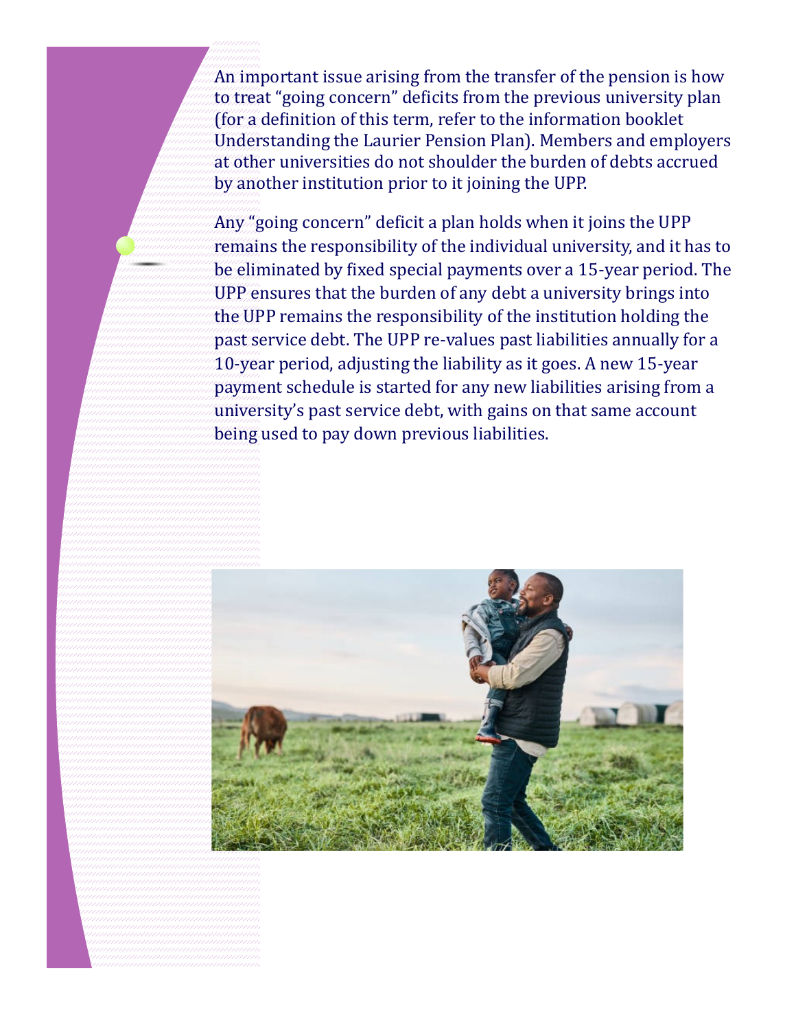An important issue arising from the transfer of the pension is how to treat "going concern" deficits from the previous university plan (for a definition of this term, refer to the information booklet Understanding the Laurier Pension Plan). Members and employers at other universities do not shoulder the burden of debts accrued by another institution prior to it joining the UPP.

Any "going concern" deficit a plan holds when it joins the UPP remains the responsibility of the individual university, and it has to be eliminated by fixed special payments over a 15-year period. The UPP ensures that the burden of any debt a university brings into the UPP remains the responsibility of the institution holding the past service debt. The UPP re-values past liabilities annually for a 10-year period, adjusting the liability as it goes. A new 15-year payment schedule is started for any new liabilities arising from a university's past service debt, with gains on that same account being used to pay down previous liabilities.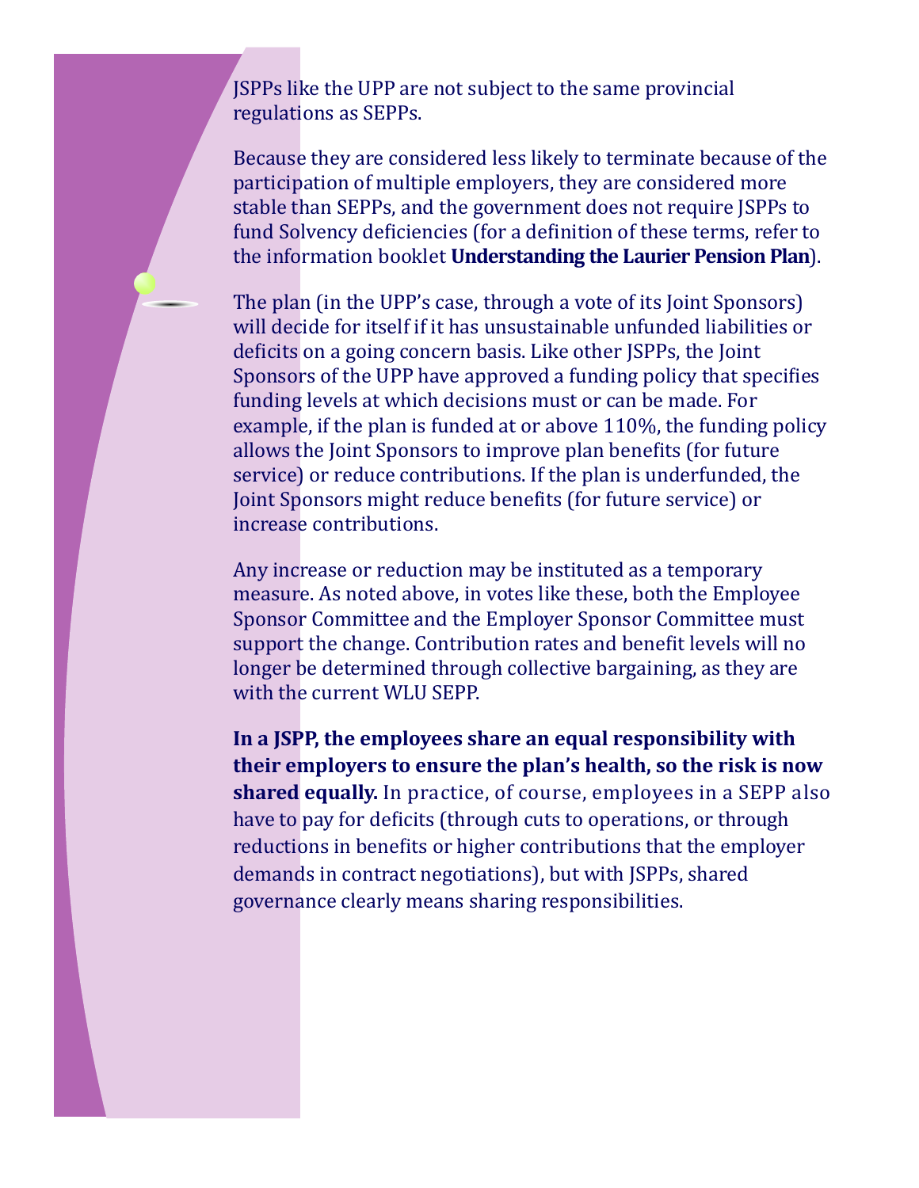JSPPs like the UPP are not subject to the same provincial regulations as SEPPs.

Because they are considered less likely to terminate because of the participation of multiple employers, they are considered more stable than SEPPs, and the government does not require JSPPs to fund Solvency deficiencies (for a definition of these terms, refer to the information booklet **Understanding the Laurier Pension Plan**).

The plan (in the UPP's case, through a vote of its Joint Sponsors) will decide for itself if it has unsustainable unfunded liabilities or deficits on a going concern basis. Like other JSPPs, the Joint Sponsors of the UPP have approved a funding policy that specifies funding levels at which decisions must or can be made. For example, if the plan is funded at or above 110%, the funding policy allows the Joint Sponsors to improve plan benefits (for future service) or reduce contributions. If the plan is underfunded, the Joint Sponsors might reduce benefits (for future service) or increase contributions.

Any increase or reduction may be instituted as a temporary measure. As noted above, in votes like these, both the Employee Sponsor Committee and the Employer Sponsor Committee must support the change. Contribution rates and benefit levels will no longer be determined through collective bargaining, as they are with the current WLU SEPP.

**In a JSPP, the employees share an equal responsibility with their employers to ensure the plan's health, so the risk is now shared equally.** In practice, of course, employees in a SEPP also have to pay for deficits (through cuts to operations, or through reductions in benefits or higher contributions that the employer demands in contract negotiations), but with JSPPs, shared governance clearly means sharing responsibilities.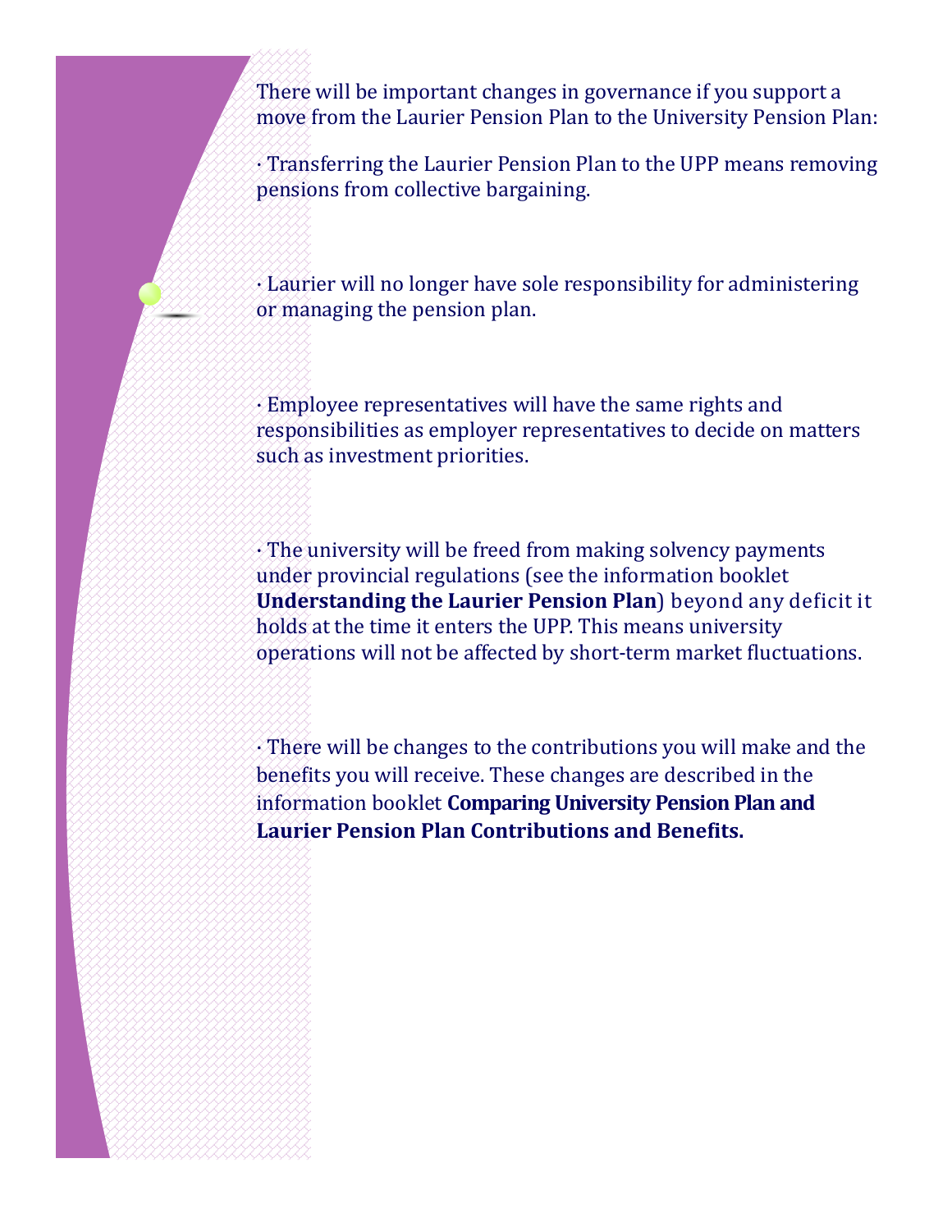There will be important changes in governance if you support a move from the Laurier Pension Plan to the University Pension Plan:

- Transferring the Laurier Pension Plan to the UPP means removing pensions from collective bargaining.

- Laurier will no longer have sole responsibility for administering or managing the pension plan.

- Employee representatives will have the same rights and responsibilities as employer representatives to decide on matters such as investment priorities.

- The university will be freed from making solvency payments under provincial regulations (see the information booklet **Understanding the Laurier Pension Plan**) beyond any deficit it holds at the time it enters the UPP. This means university operations will not be affected by short-term market fluctuations.

- There will be changes to the contributions you will make and the benefits you will receive. These changes are described in the information booklet **Comparing University Pension Plan and Laurier Pension Plan Contributions and Benefits.**